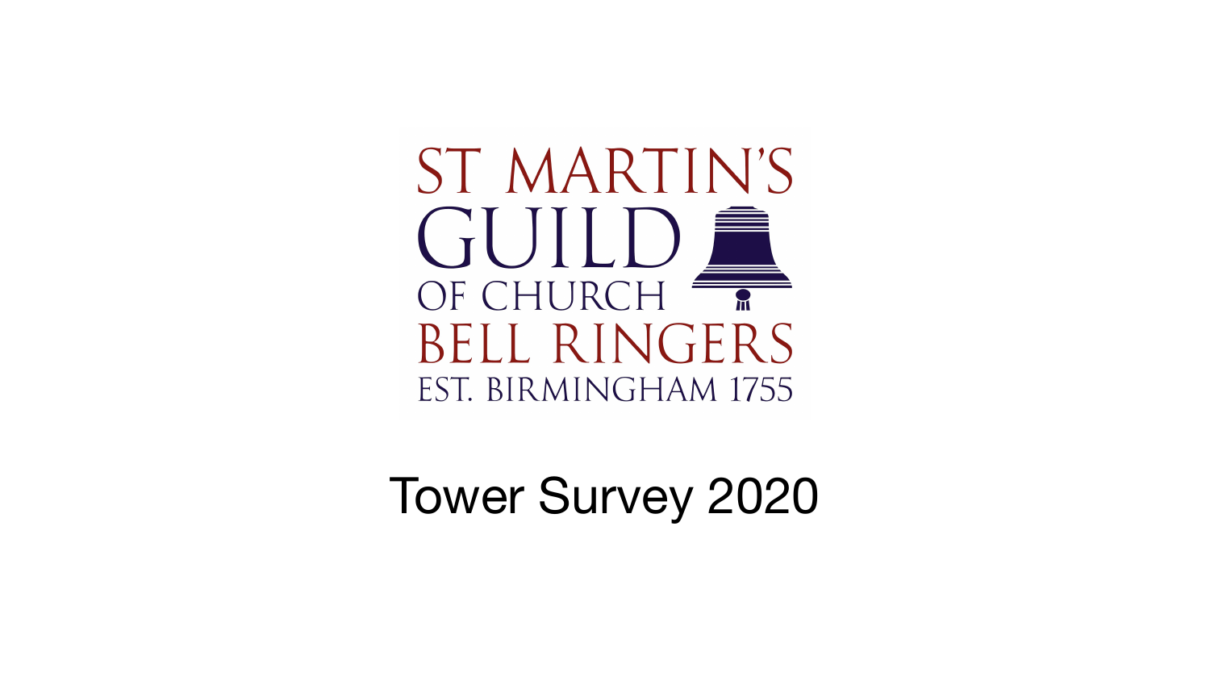ST MARTIN'S
GUILD
OF CHURCH
BELL RINGERS
EST. BIRMINGHAM 1755

# Tower Survey 2020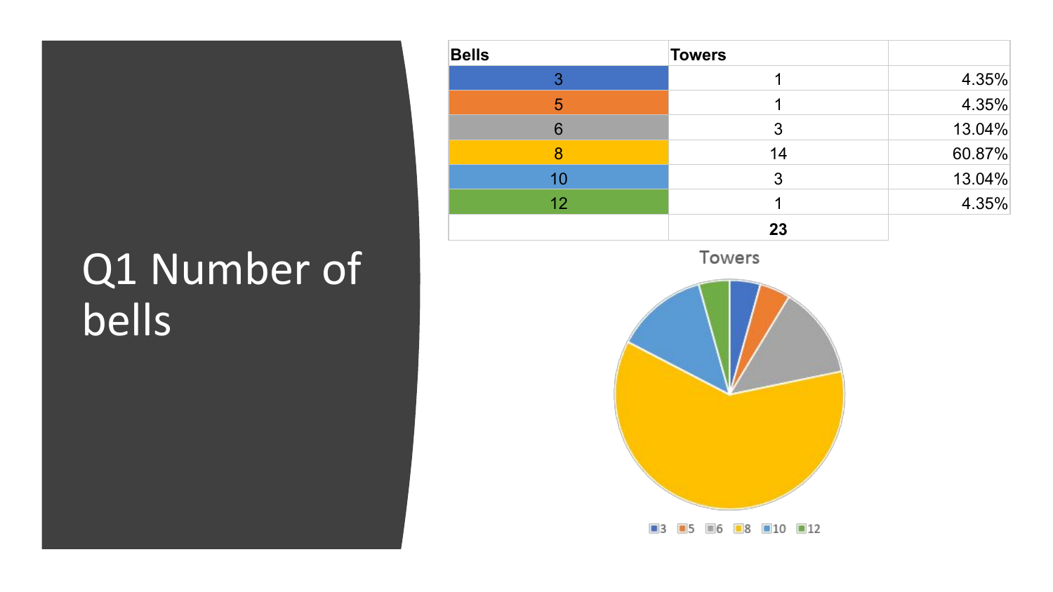# Q1 Number of bells

| Bells | Towers | |
|---|---|---|
| 3 | 1 | 4.35% |
| 5 | 1 | 4.35% |
| 6 | 3 | 13.04% |
| 8 | 14 | 60.87% |
| 10 | 3 | 13.04% |
| 12 | 1 | 4.35% |
| | **23** | |

Towers

3 5 6 8 10 12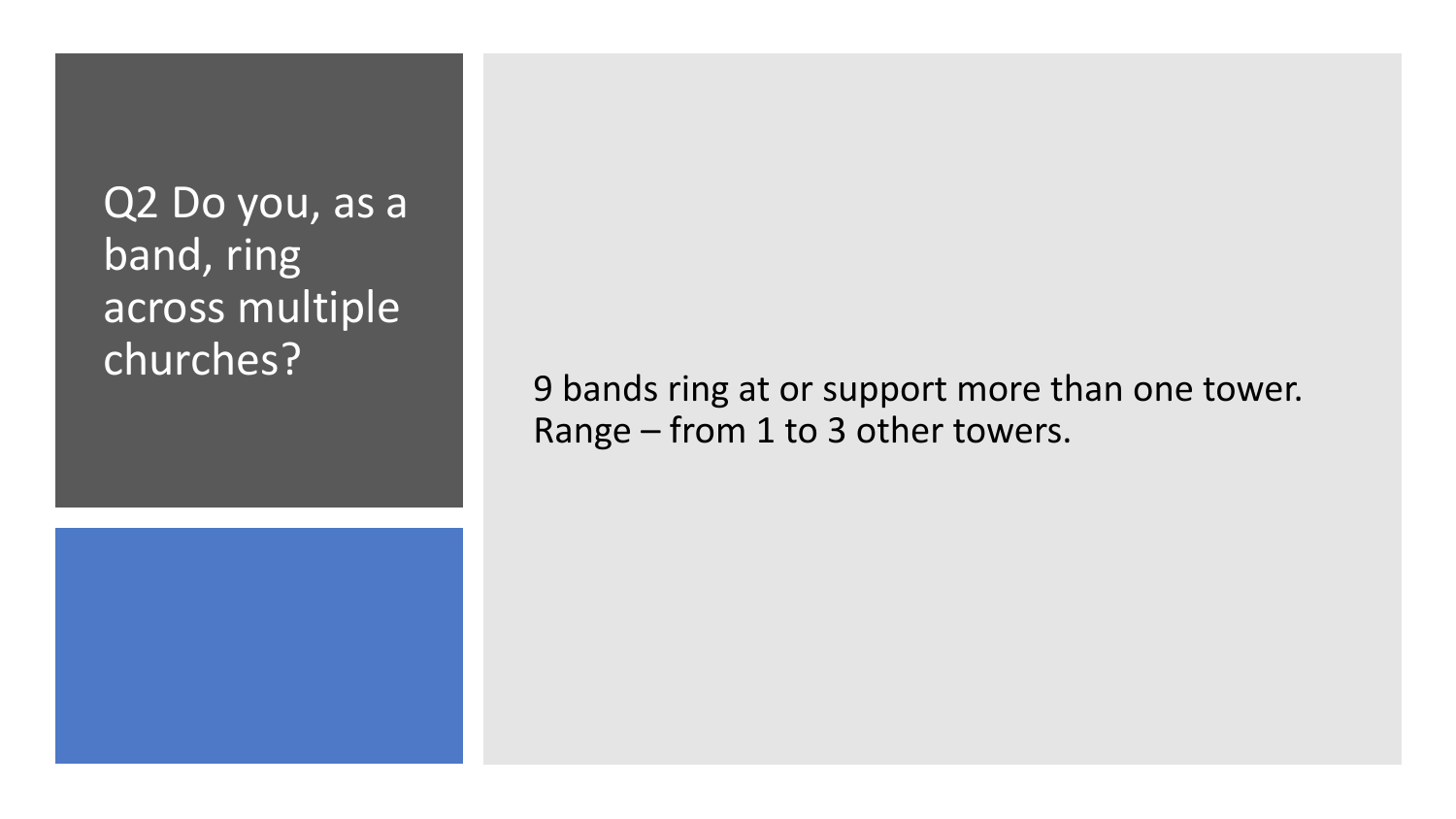## Q2 Do you, as a band, ring across multiple churches?

9 bands ring at or support more than one tower.
Range – from 1 to 3 other towers.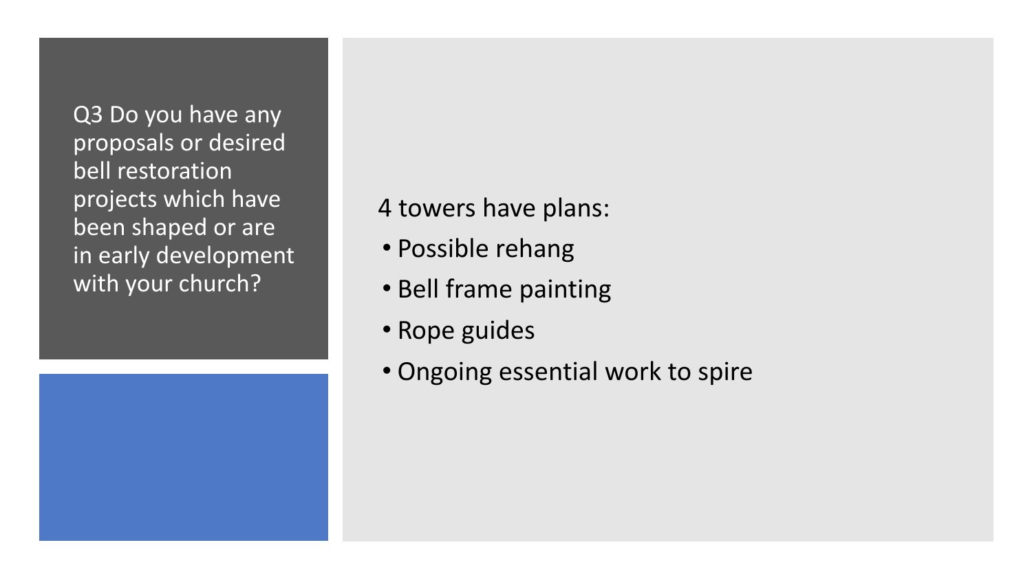## Q3 Do you have any proposals or desired bell restoration projects which have been shaped or are in early development with your church?

4 towers have plans:

- Possible rehang
- Bell frame painting
- Rope guides
- Ongoing essential work to spire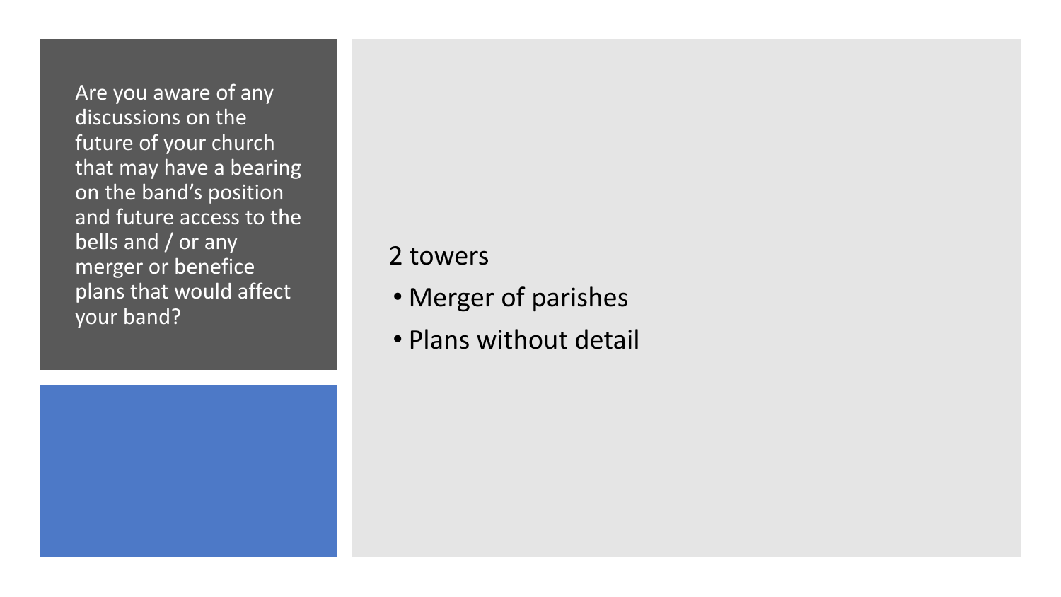Are you aware of any discussions on the future of your church that may have a bearing on the band's position and future access to the bells and / or any merger or benefice plans that would affect your band?

2 towers

- Merger of parishes
- Plans without detail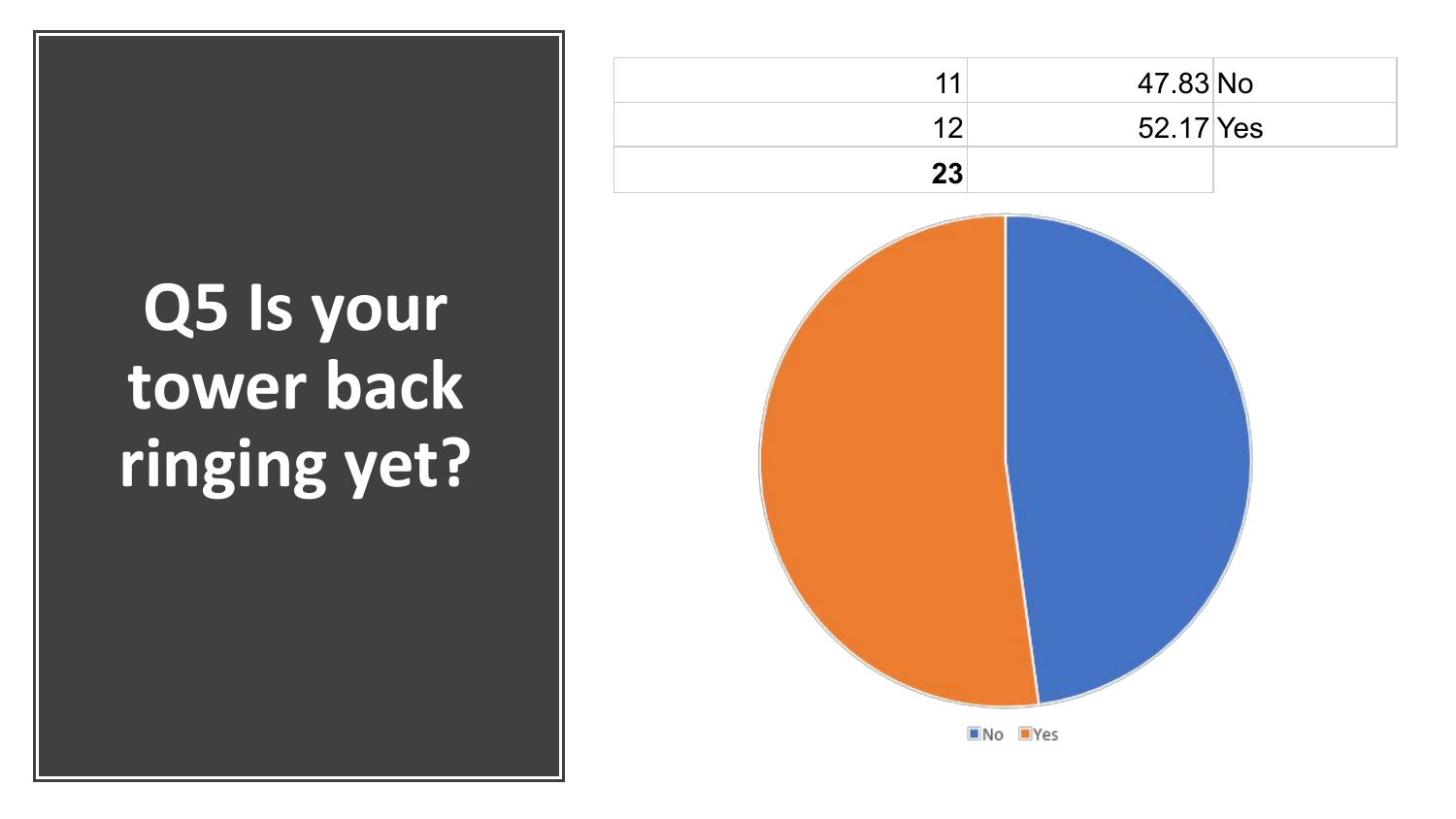# Q5 Is your tower back ringing yet?

| | | |
|---|---|---|
| 11 | 47.83 | No |
| 12 | 52.17 | Yes |
| **23** | | |

No Yes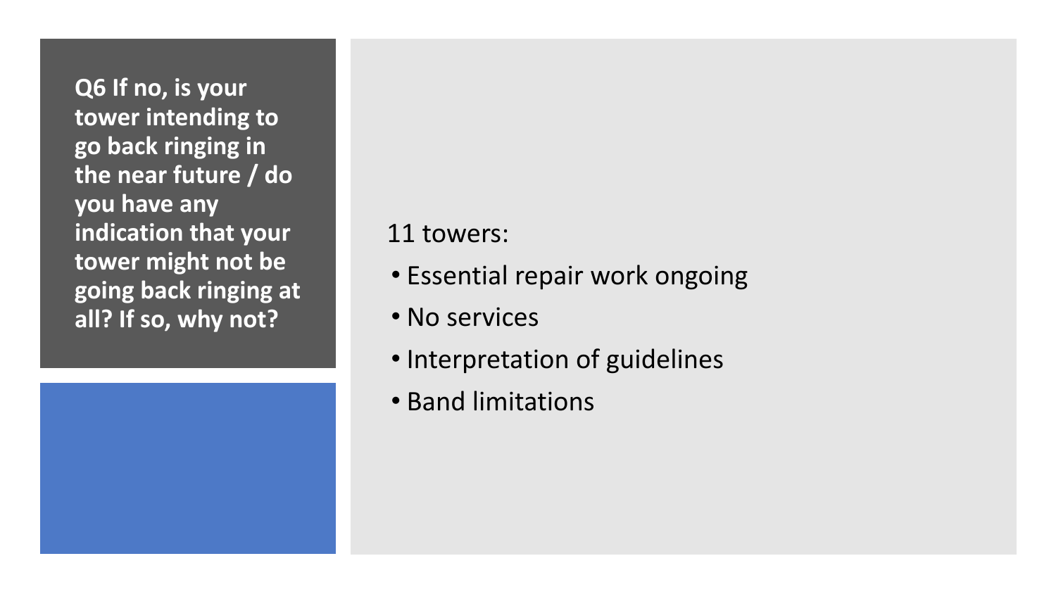## Q6 If no, is your tower intending to go back ringing in the near future / do you have any indication that your tower might not be going back ringing at all? If so, why not?

11 towers:

- Essential repair work ongoing
- No services
- Interpretation of guidelines
- Band limitations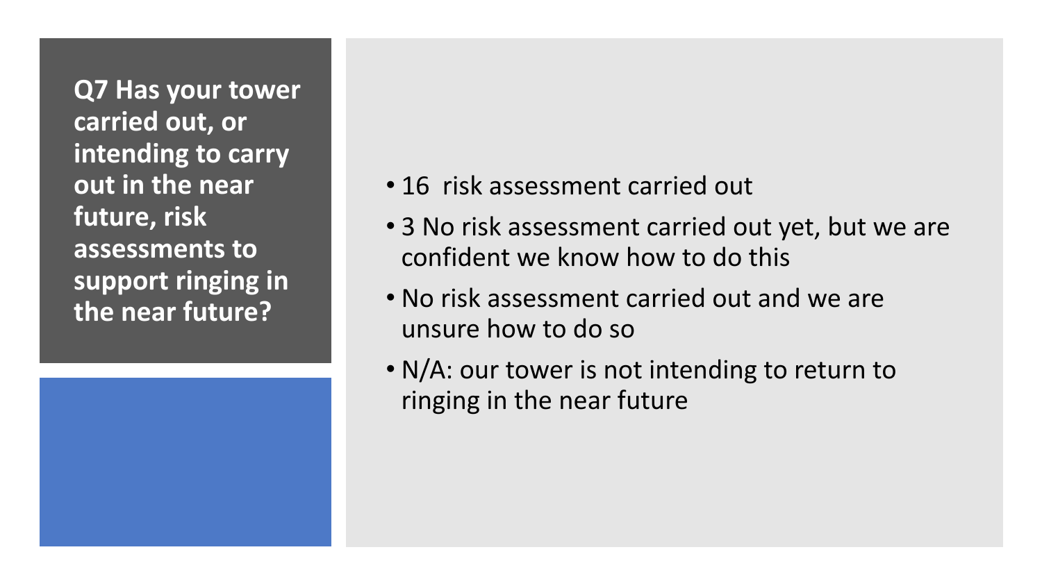**Q7 Has your tower carried out, or intending to carry out in the near future, risk assessments to support ringing in the near future?**

- 16 risk assessment carried out
- 3 No risk assessment carried out yet, but we are confident we know how to do this
- No risk assessment carried out and we are unsure how to do so
- N/A: our tower is not intending to return to ringing in the near future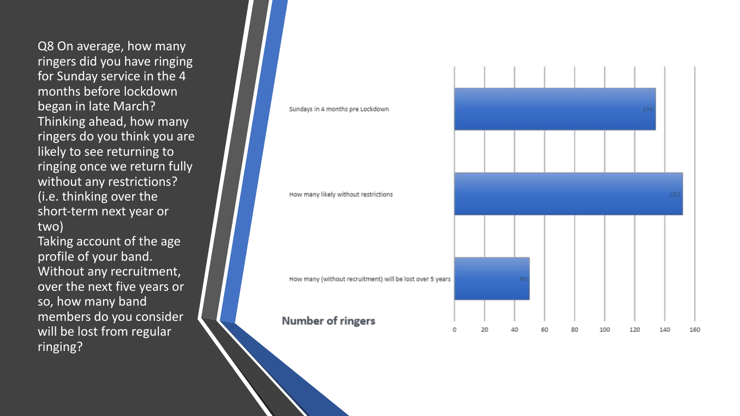Q8 On average, how many ringers did you have ringing for Sunday service in the 4 months before lockdown began in late March?
Thinking ahead, how many ringers do you think you are likely to see returning to ringing once we return fully without any restrictions? (i.e. thinking over the short-term next year or two)
Taking account of the age profile of your band. Without any recruitment, over the next five years or so, how many band members do you consider will be lost from regular ringing?

Sundays in 4 months pre Lockdown

134

How many likely without restrictions

152

How many (without recruitment) will be lost over 5 years

50

Number of ringers

0 20 40 60 80 100 120 140 160